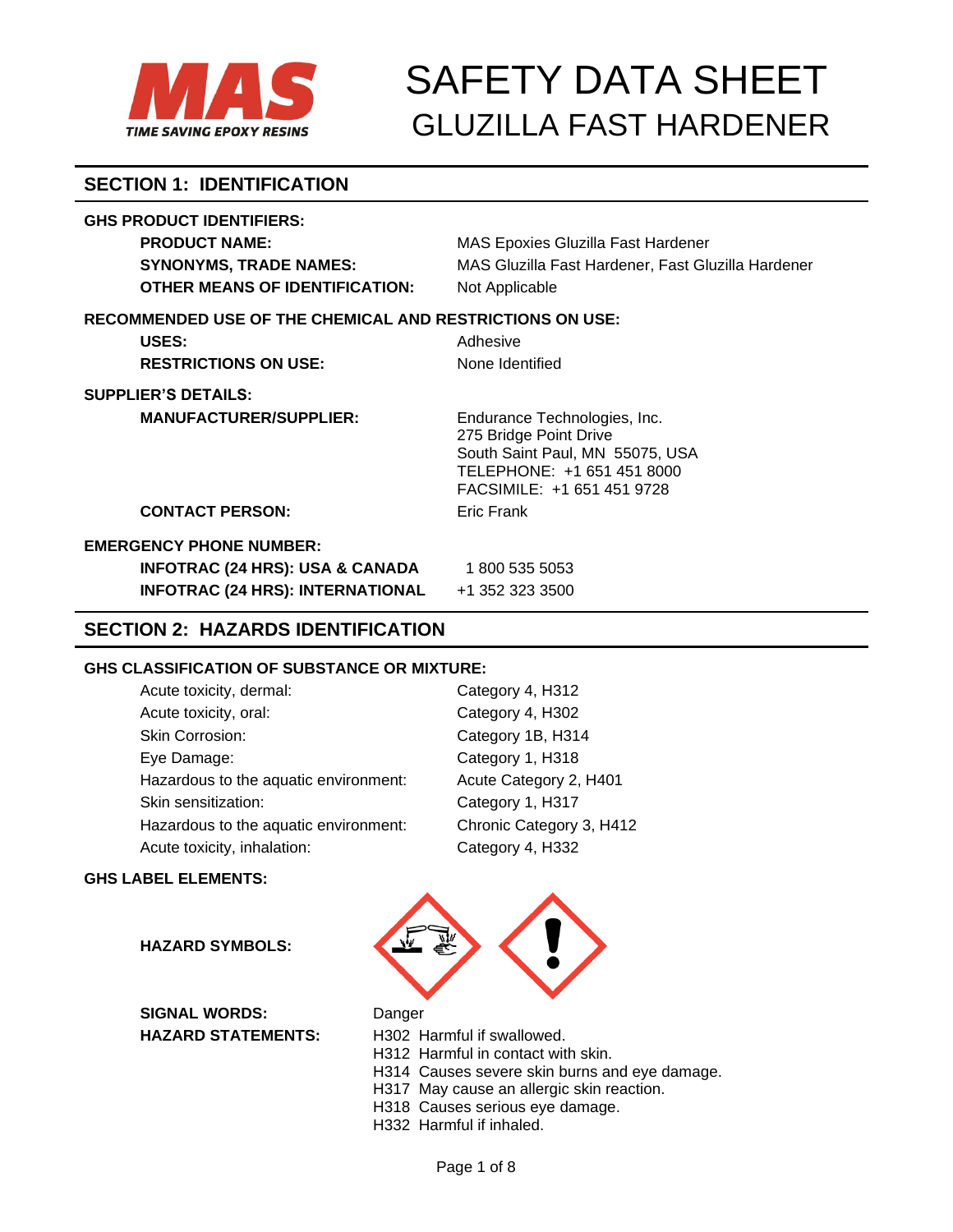MAS
TIME SAVING EPOXY RESINS

# SAFETY DATA SHEET
## GLUZILLA FAST HARDENER

## SECTION 1: IDENTIFICATION

**GHS PRODUCT IDENTIFIERS:**

| | |
|---|---|
| **PRODUCT NAME:** | MAS Epoxies Gluzilla Fast Hardener |
| **SYNONYMS, TRADE NAMES:** | MAS Gluzilla Fast Hardener, Fast Gluzilla Hardener |
| **OTHER MEANS OF IDENTIFICATION:** | Not Applicable |

**RECOMMENDED USE OF THE CHEMICAL AND RESTRICTIONS ON USE:**

| | |
|---|---|
| **USES:** | Adhesive |
| **RESTRICTIONS ON USE:** | None Identified |

**SUPPLIER'S DETAILS:**

| | |
|---|---|
| **MANUFACTURER/SUPPLIER:** | Endurance Technologies, Inc.<br>275 Bridge Point Drive<br>South Saint Paul, MN 55075, USA<br>TELEPHONE: +1 651 451 8000<br>FACSIMILE: +1 651 451 9728 |
| **CONTACT PERSON:** | Eric Frank |

**EMERGENCY PHONE NUMBER:**

| | |
|---|---|
| **INFOTRAC (24 HRS): USA & CANADA** | 1 800 535 5053 |
| **INFOTRAC (24 HRS): INTERNATIONAL** | +1 352 323 3500 |

## SECTION 2: HAZARDS IDENTIFICATION

**GHS CLASSIFICATION OF SUBSTANCE OR MIXTURE:**

| | |
|---|---|
| Acute toxicity, dermal: | Category 4, H312 |
| Acute toxicity, oral: | Category 4, H302 |
| Skin Corrosion: | Category 1B, H314 |
| Eye Damage: | Category 1, H318 |
| Hazardous to the aquatic environment: | Acute Category 2, H401 |
| Skin sensitization: | Category 1, H317 |
| Hazardous to the aquatic environment: | Chronic Category 3, H412 |
| Acute toxicity, inhalation: | Category 4, H332 |

**GHS LABEL ELEMENTS:**

**HAZARD SYMBOLS:**

**SIGNAL WORDS:** Danger

**HAZARD STATEMENTS:**

H302 Harmful if swallowed.
H312 Harmful in contact with skin.
H314 Causes severe skin burns and eye damage.
H317 May cause an allergic skin reaction.
H318 Causes serious eye damage.
H332 Harmful if inhaled.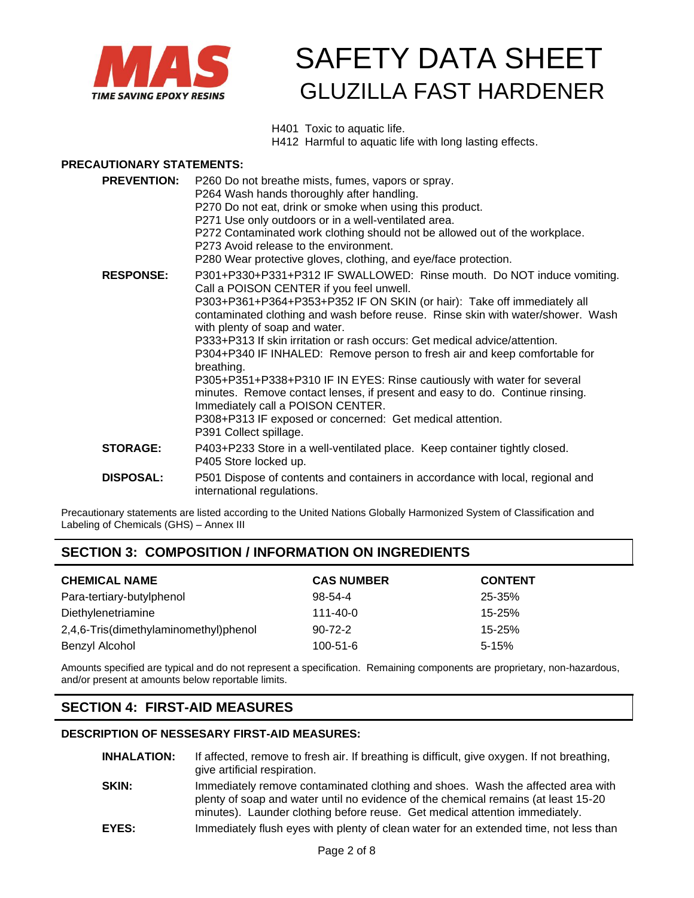H401 Toxic to aquatic life.
H412 Harmful to aquatic life with long lasting effects.

**PRECAUTIONARY STATEMENTS:**

**PREVENTION:**
P260 Do not breathe mists, fumes, vapors or spray.
P264 Wash hands thoroughly after handling.
P270 Do not eat, drink or smoke when using this product.
P271 Use only outdoors or in a well-ventilated area.
P272 Contaminated work clothing should not be allowed out of the workplace.
P273 Avoid release to the environment.
P280 Wear protective gloves, clothing, and eye/face protection.

**RESPONSE:**
P301+P330+P331+P312 IF SWALLOWED: Rinse mouth. Do NOT induce vomiting. Call a POISON CENTER if you feel unwell.
P303+P361+P364+P353+P352 IF ON SKIN (or hair): Take off immediately all contaminated clothing and wash before reuse. Rinse skin with water/shower. Wash with plenty of soap and water.
P333+P313 If skin irritation or rash occurs: Get medical advice/attention.
P304+P340 IF INHALED: Remove person to fresh air and keep comfortable for breathing.
P305+P351+P338+P310 IF IN EYES: Rinse cautiously with water for several minutes. Remove contact lenses, if present and easy to do. Continue rinsing. Immediately call a POISON CENTER.
P308+P313 IF exposed or concerned: Get medical attention.
P391 Collect spillage.

**STORAGE:**
P403+P233 Store in a well-ventilated place. Keep container tightly closed.
P405 Store locked up.

**DISPOSAL:**
P501 Dispose of contents and containers in accordance with local, regional and international regulations.

Precautionary statements are listed according to the United Nations Globally Harmonized System of Classification and Labeling of Chemicals (GHS) – Annex III

## SECTION 3: COMPOSITION / INFORMATION ON INGREDIENTS

| CHEMICAL NAME | CAS NUMBER | CONTENT |
|---|---|---|
| Para-tertiary-butylphenol | 98-54-4 | 25-35% |
| Diethylenetriamine | 111-40-0 | 15-25% |
| 2,4,6-Tris(dimethylaminomethyl)phenol | 90-72-2 | 15-25% |
| Benzyl Alcohol | 100-51-6 | 5-15% |

Amounts specified are typical and do not represent a specification. Remaining components are proprietary, non-hazardous, and/or present at amounts below reportable limits.

## SECTION 4: FIRST-AID MEASURES

**DESCRIPTION OF NESSESARY FIRST-AID MEASURES:**

**INHALATION:** If affected, remove to fresh air. If breathing is difficult, give oxygen. If not breathing, give artificial respiration.

**SKIN:** Immediately remove contaminated clothing and shoes. Wash the affected area with plenty of soap and water until no evidence of the chemical remains (at least 15-20 minutes). Launder clothing before reuse. Get medical attention immediately.

**EYES:** Immediately flush eyes with plenty of clean water for an extended time, not less than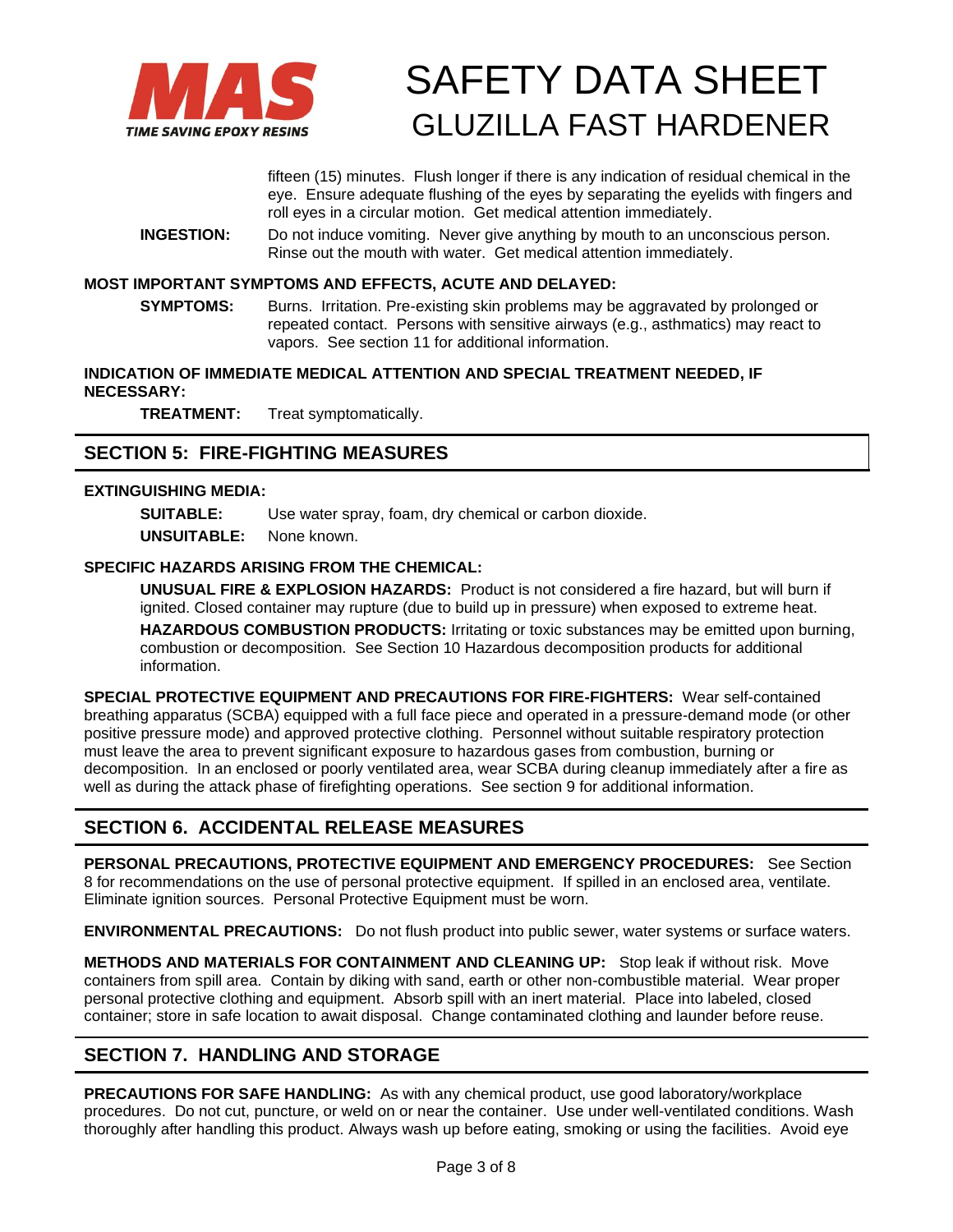fifteen (15) minutes. Flush longer if there is any indication of residual chemical in the eye. Ensure adequate flushing of the eyes by separating the eyelids with fingers and roll eyes in a circular motion. Get medical attention immediately.

**INGESTION:** Do not induce vomiting. Never give anything by mouth to an unconscious person. Rinse out the mouth with water. Get medical attention immediately.

**MOST IMPORTANT SYMPTOMS AND EFFECTS, ACUTE AND DELAYED:**

**SYMPTOMS:** Burns. Irritation. Pre-existing skin problems may be aggravated by prolonged or repeated contact. Persons with sensitive airways (e.g., asthmatics) may react to vapors. See section 11 for additional information.

**INDICATION OF IMMEDIATE MEDICAL ATTENTION AND SPECIAL TREATMENT NEEDED, IF NECESSARY:**

**TREATMENT:** Treat symptomatically.

## SECTION 5: FIRE-FIGHTING MEASURES

**EXTINGUISHING MEDIA:**

**SUITABLE:** Use water spray, foam, dry chemical or carbon dioxide.

**UNSUITABLE:** None known.

**SPECIFIC HAZARDS ARISING FROM THE CHEMICAL:**

**UNUSUAL FIRE & EXPLOSION HAZARDS:** Product is not considered a fire hazard, but will burn if ignited. Closed container may rupture (due to build up in pressure) when exposed to extreme heat.

**HAZARDOUS COMBUSTION PRODUCTS:** Irritating or toxic substances may be emitted upon burning, combustion or decomposition. See Section 10 Hazardous decomposition products for additional information.

**SPECIAL PROTECTIVE EQUIPMENT AND PRECAUTIONS FOR FIRE-FIGHTERS:** Wear self-contained breathing apparatus (SCBA) equipped with a full face piece and operated in a pressure-demand mode (or other positive pressure mode) and approved protective clothing. Personnel without suitable respiratory protection must leave the area to prevent significant exposure to hazardous gases from combustion, burning or decomposition. In an enclosed or poorly ventilated area, wear SCBA during cleanup immediately after a fire as well as during the attack phase of firefighting operations. See section 9 for additional information.

## SECTION 6. ACCIDENTAL RELEASE MEASURES

**PERSONAL PRECAUTIONS, PROTECTIVE EQUIPMENT AND EMERGENCY PROCEDURES:** See Section 8 for recommendations on the use of personal protective equipment. If spilled in an enclosed area, ventilate. Eliminate ignition sources. Personal Protective Equipment must be worn.

**ENVIRONMENTAL PRECAUTIONS:** Do not flush product into public sewer, water systems or surface waters.

**METHODS AND MATERIALS FOR CONTAINMENT AND CLEANING UP:** Stop leak if without risk. Move containers from spill area. Contain by diking with sand, earth or other non-combustible material. Wear proper personal protective clothing and equipment. Absorb spill with an inert material. Place into labeled, closed container; store in safe location to await disposal. Change contaminated clothing and launder before reuse.

## SECTION 7. HANDLING AND STORAGE

**PRECAUTIONS FOR SAFE HANDLING:** As with any chemical product, use good laboratory/workplace procedures. Do not cut, puncture, or weld on or near the container. Use under well-ventilated conditions. Wash thoroughly after handling this product. Always wash up before eating, smoking or using the facilities. Avoid eye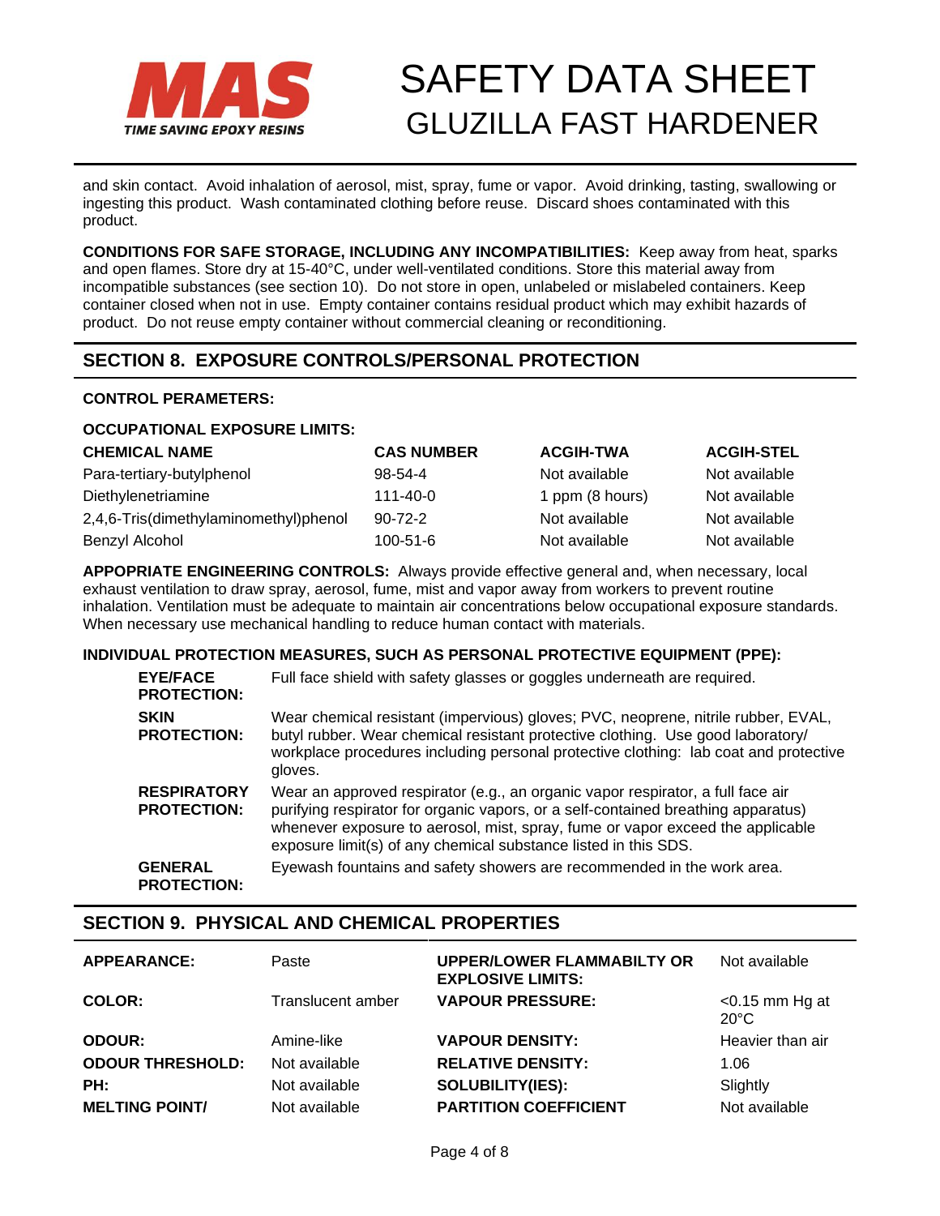and skin contact. Avoid inhalation of aerosol, mist, spray, fume or vapor. Avoid drinking, tasting, swallowing or ingesting this product. Wash contaminated clothing before reuse. Discard shoes contaminated with this product.

**CONDITIONS FOR SAFE STORAGE, INCLUDING ANY INCOMPATIBILITIES:** Keep away from heat, sparks and open flames. Store dry at 15-40°C, under well-ventilated conditions. Store this material away from incompatible substances (see section 10). Do not store in open, unlabeled or mislabeled containers. Keep container closed when not in use. Empty container contains residual product which may exhibit hazards of product. Do not reuse empty container without commercial cleaning or reconditioning.

## SECTION 8. EXPOSURE CONTROLS/PERSONAL PROTECTION

**CONTROL PERAMETERS:**

**OCCUPATIONAL EXPOSURE LIMITS:**

| CHEMICAL NAME | CAS NUMBER | ACGIH-TWA | ACGIH-STEL |
|---|---|---|---|
| Para-tertiary-butylphenol | 98-54-4 | Not available | Not available |
| Diethylenetriamine | 111-40-0 | 1 ppm (8 hours) | Not available |
| 2,4,6-Tris(dimethylaminomethyl)phenol | 90-72-2 | Not available | Not available |
| Benzyl Alcohol | 100-51-6 | Not available | Not available |

**APPOPRIATE ENGINEERING CONTROLS:** Always provide effective general and, when necessary, local exhaust ventilation to draw spray, aerosol, fume, mist and vapor away from workers to prevent routine inhalation. Ventilation must be adequate to maintain air concentrations below occupational exposure standards. When necessary use mechanical handling to reduce human contact with materials.

**INDIVIDUAL PROTECTION MEASURES, SUCH AS PERSONAL PROTECTIVE EQUIPMENT (PPE):**

| | |
|---|---|
| **EYE/FACE PROTECTION:** | Full face shield with safety glasses or goggles underneath are required. |
| **SKIN PROTECTION:** | Wear chemical resistant (impervious) gloves; PVC, neoprene, nitrile rubber, EVAL, butyl rubber. Wear chemical resistant protective clothing. Use good laboratory/ workplace procedures including personal protective clothing: lab coat and protective gloves. |
| **RESPIRATORY PROTECTION:** | Wear an approved respirator (e.g., an organic vapor respirator, a full face air purifying respirator for organic vapors, or a self-contained breathing apparatus) whenever exposure to aerosol, mist, spray, fume or vapor exceed the applicable exposure limit(s) of any chemical substance listed in this SDS. |
| **GENERAL PROTECTION:** | Eyewash fountains and safety showers are recommended in the work area. |

## SECTION 9. PHYSICAL AND CHEMICAL PROPERTIES

| | | | |
|---|---|---|---|
| **APPEARANCE:** | Paste | **UPPER/LOWER FLAMMABILTY OR EXPLOSIVE LIMITS:** | Not available |
| **COLOR:** | Translucent amber | **VAPOUR PRESSURE:** | <0.15 mm Hg at 20°C |
| **ODOUR:** | Amine-like | **VAPOUR DENSITY:** | Heavier than air |
| **ODOUR THRESHOLD:** | Not available | **RELATIVE DENSITY:** | 1.06 |
| **PH:** | Not available | **SOLUBILITY(IES):** | Slightly |
| **MELTING POINT/** | Not available | **PARTITION COEFFICIENT** | Not available |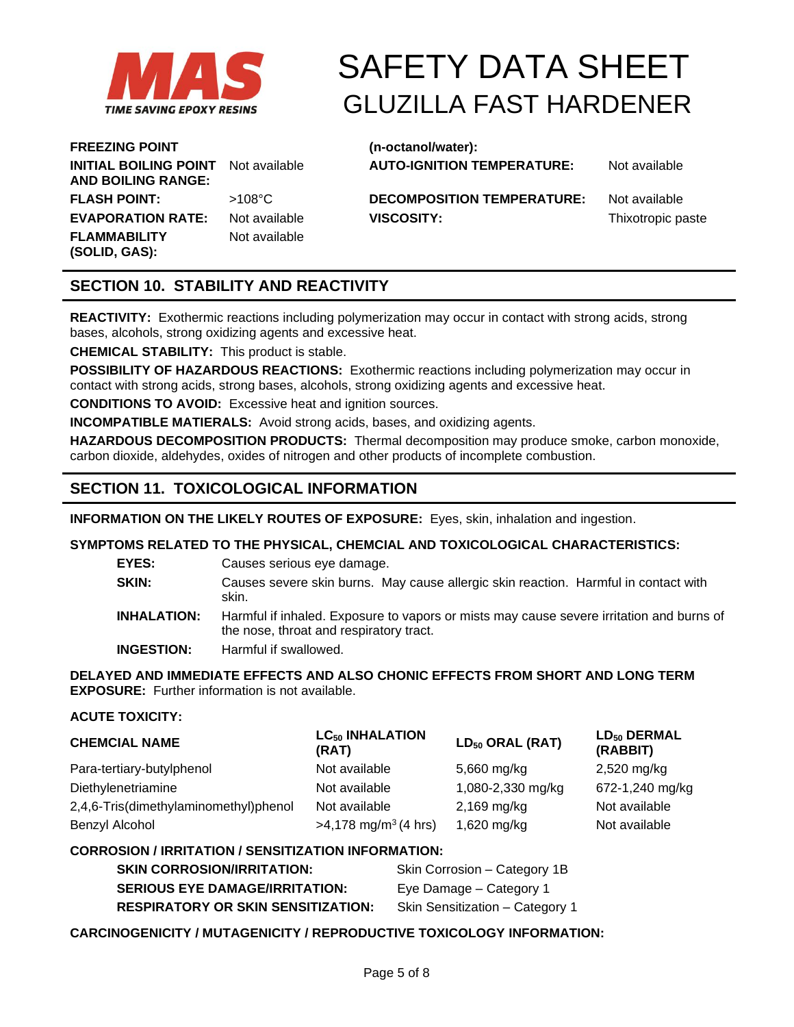| | | | |
|---|---|---|---|
| **FREEZING POINT** | | **(n-octanol/water):** | |
| **INITIAL BOILING POINT AND BOILING RANGE:** | Not available | **AUTO-IGNITION TEMPERATURE:** | Not available |
| **FLASH POINT:** | >108°C | **DECOMPOSITION TEMPERATURE:** | Not available |
| **EVAPORATION RATE:** | Not available | **VISCOSITY:** | Thixotropic paste |
| **FLAMMABILITY (SOLID, GAS):** | Not available | | |

## SECTION 10. STABILITY AND REACTIVITY

**REACTIVITY:** Exothermic reactions including polymerization may occur in contact with strong acids, strong bases, alcohols, strong oxidizing agents and excessive heat.

**CHEMICAL STABILITY:** This product is stable.

**POSSIBILITY OF HAZARDOUS REACTIONS:** Exothermic reactions including polymerization may occur in contact with strong acids, strong bases, alcohols, strong oxidizing agents and excessive heat.

**CONDITIONS TO AVOID:** Excessive heat and ignition sources.

**INCOMPATIBLE MATIERALS:** Avoid strong acids, bases, and oxidizing agents.

**HAZARDOUS DECOMPOSITION PRODUCTS:** Thermal decomposition may produce smoke, carbon monoxide, carbon dioxide, aldehydes, oxides of nitrogen and other products of incomplete combustion.

## SECTION 11. TOXICOLOGICAL INFORMATION

**INFORMATION ON THE LIKELY ROUTES OF EXPOSURE:** Eyes, skin, inhalation and ingestion.

**SYMPTOMS RELATED TO THE PHYSICAL, CHEMCIAL AND TOXICOLOGICAL CHARACTERISTICS:**

| | |
|---|---|
| **EYES:** | Causes serious eye damage. |
| **SKIN:** | Causes severe skin burns. May cause allergic skin reaction. Harmful in contact with skin. |
| **INHALATION:** | Harmful if inhaled. Exposure to vapors or mists may cause severe irritation and burns of the nose, throat and respiratory tract. |
| **INGESTION:** | Harmful if swallowed. |

**DELAYED AND IMMEDIATE EFFECTS AND ALSO CHONIC EFFECTS FROM SHORT AND LONG TERM EXPOSURE:** Further information is not available.

**ACUTE TOXICITY:**

| CHEMCIAL NAME | $LC_{50}$ INHALATION (RAT) | $LD_{50}$ ORAL (RAT) | $LD_{50}$ DERMAL (RABBIT) |
|---|---|---|---|
| Para-tertiary-butylphenol | Not available | 5,660 mg/kg | 2,520 mg/kg |
| Diethylenetriamine | Not available | 1,080-2,330 mg/kg | 672-1,240 mg/kg |
| 2,4,6-Tris(dimethylaminomethyl)phenol | Not available | 2,169 mg/kg | Not available |
| Benzyl Alcohol | >4,178 $mg/m^3$ (4 hrs) | 1,620 mg/kg | Not available |

**CORROSION / IRRITATION / SENSITIZATION INFORMATION:**

| | |
|---|---|
| **SKIN CORROSION/IRRITATION:** | Skin Corrosion – Category 1B |
| **SERIOUS EYE DAMAGE/IRRITATION:** | Eye Damage – Category 1 |
| **RESPIRATORY OR SKIN SENSITIZATION:** | Skin Sensitization – Category 1 |

**CARCINOGENICITY / MUTAGENICITY / REPRODUCTIVE TOXICOLOGY INFORMATION:**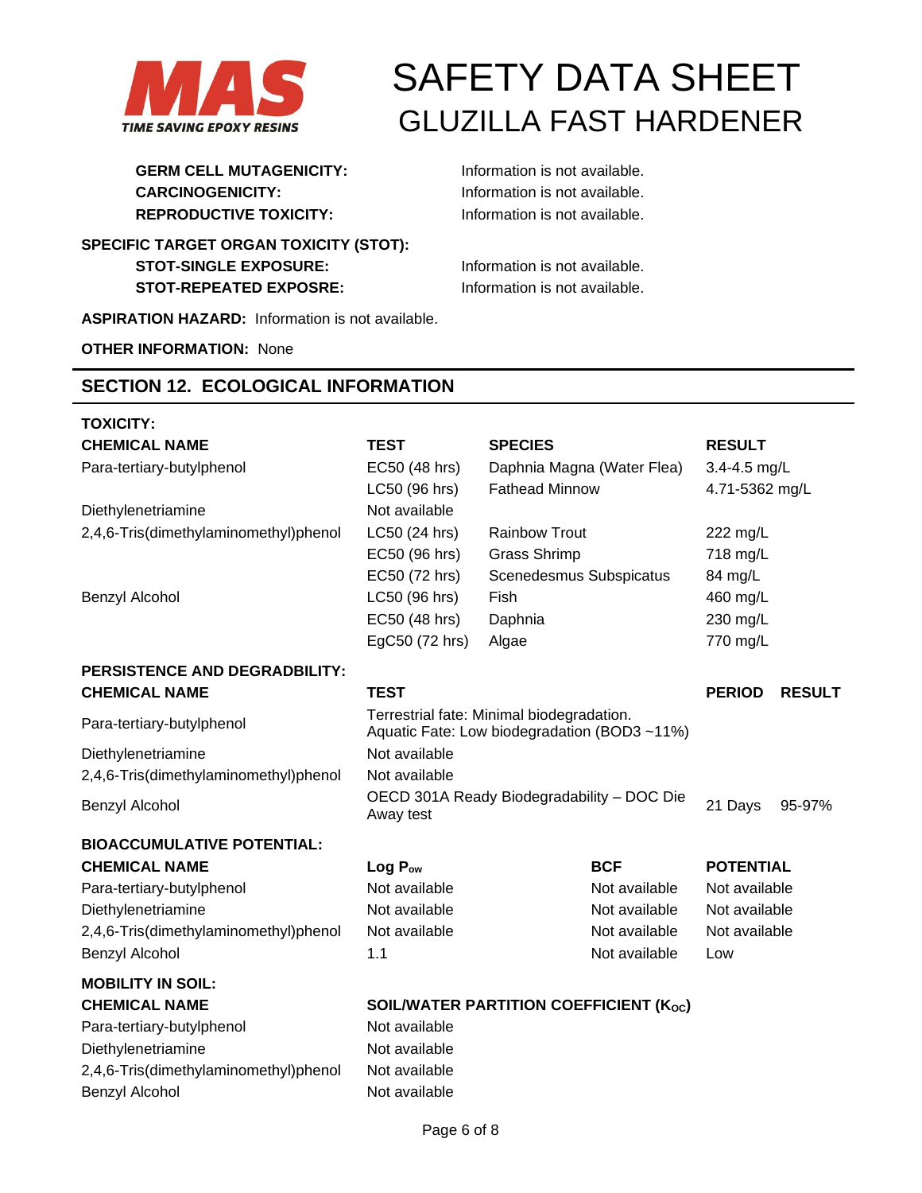**GERM CELL MUTAGENICITY:** Information is not available.

**CARCINOGENICITY:** Information is not available.

**REPRODUCTIVE TOXICITY:** Information is not available.

**SPECIFIC TARGET ORGAN TOXICITY (STOT):**

**STOT-SINGLE EXPOSURE:** Information is not available.

**STOT-REPEATED EXPOSRE:** Information is not available.

**ASPIRATION HAZARD:** Information is not available.

**OTHER INFORMATION:** None

## SECTION 12. ECOLOGICAL INFORMATION

**TOXICITY:**

| CHEMICAL NAME | TEST | SPECIES | RESULT |
|---|---|---|---|
| Para-tertiary-butylphenol | EC50 (48 hrs) | Daphnia Magna (Water Flea) | 3.4-4.5 mg/L |
| | LC50 (96 hrs) | Fathead Minnow | 4.71-5362 mg/L |
| Diethylenetriamine | Not available | | |
| 2,4,6-Tris(dimethylaminomethyl)phenol | LC50 (24 hrs) | Rainbow Trout | 222 mg/L |
| | EC50 (96 hrs) | Grass Shrimp | 718 mg/L |
| | EC50 (72 hrs) | Scenedesmus Subspicatus | 84 mg/L |
| Benzyl Alcohol | LC50 (96 hrs) | Fish | 460 mg/L |
| | EC50 (48 hrs) | Daphnia | 230 mg/L |
| | EgC50 (72 hrs) | Algae | 770 mg/L |

**PERSISTENCE AND DEGRADBILITY:**

| CHEMICAL NAME | TEST | PERIOD | RESULT |
|---|---|---|---|
| Para-tertiary-butylphenol | Terrestrial fate: Minimal biodegradation. Aquatic Fate: Low biodegradation (BOD3 ~11%) | | |
| Diethylenetriamine | Not available | | |
| 2,4,6-Tris(dimethylaminomethyl)phenol | Not available | | |
| Benzyl Alcohol | OECD 301A Ready Biodegradability – DOC Die Away test | 21 Days | 95-97% |

**BIOACCUMULATIVE POTENTIAL:**

| CHEMICAL NAME | Log $P_{ow}$ | BCF | POTENTIAL |
|---|---|---|---|
| Para-tertiary-butylphenol | Not available | Not available | Not available |
| Diethylenetriamine | Not available | Not available | Not available |
| 2,4,6-Tris(dimethylaminomethyl)phenol | Not available | Not available | Not available |
| Benzyl Alcohol | 1.1 | Not available | Low |

**MOBILITY IN SOIL:**

| CHEMICAL NAME | SOIL/WATER PARTITION COEFFICIENT ($K_{OC}$) |
|---|---|
| Para-tertiary-butylphenol | Not available |
| Diethylenetriamine | Not available |
| 2,4,6-Tris(dimethylaminomethyl)phenol | Not available |
| Benzyl Alcohol | Not available |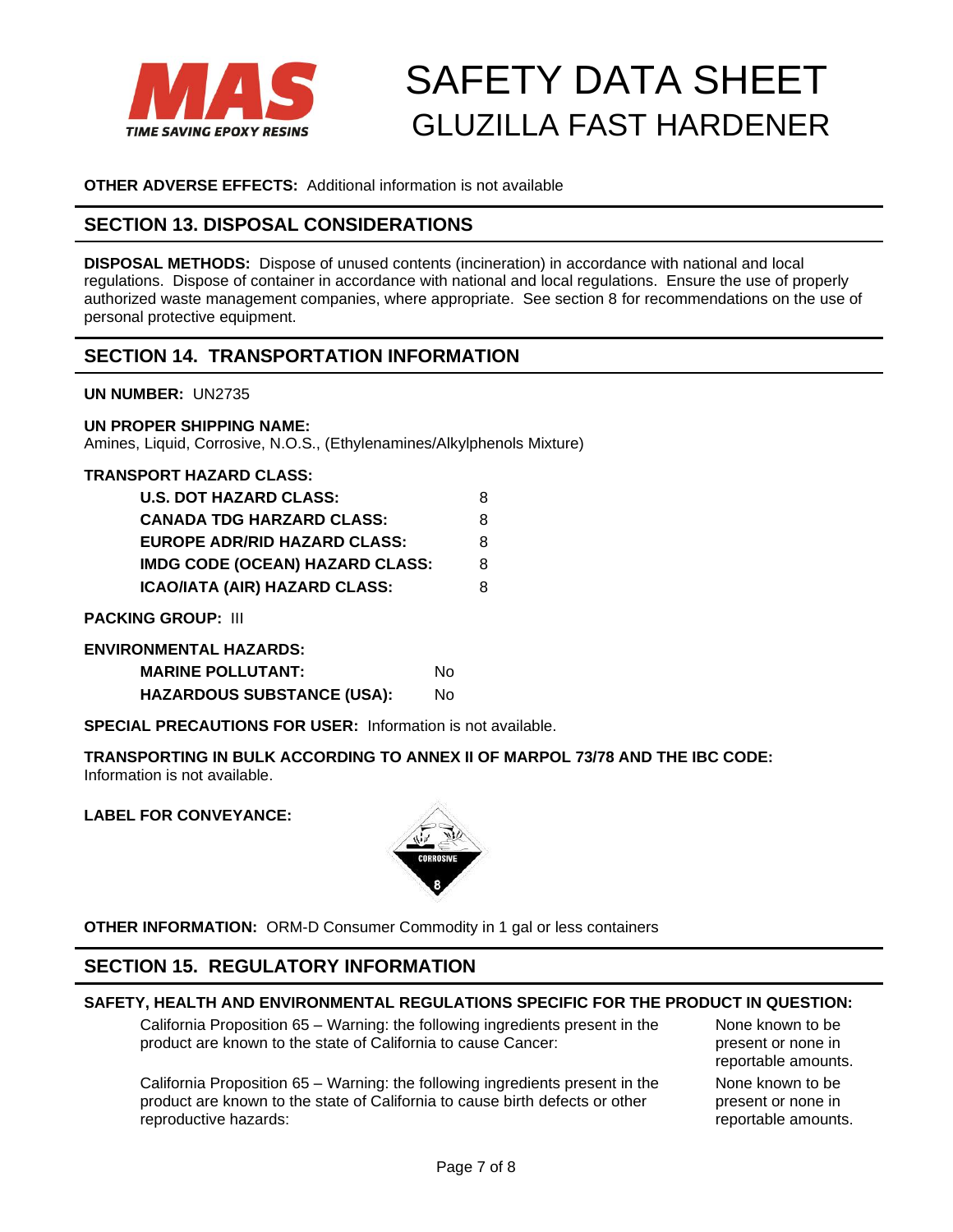**OTHER ADVERSE EFFECTS:** Additional information is not available

## SECTION 13. DISPOSAL CONSIDERATIONS

**DISPOSAL METHODS:** Dispose of unused contents (incineration) in accordance with national and local regulations. Dispose of container in accordance with national and local regulations. Ensure the use of properly authorized waste management companies, where appropriate. See section 8 for recommendations on the use of personal protective equipment.

## SECTION 14. TRANSPORTATION INFORMATION

**UN NUMBER:** UN2735

**UN PROPER SHIPPING NAME:**
Amines, Liquid, Corrosive, N.O.S., (Ethylenamines/Alkylphenols Mixture)

**TRANSPORT HAZARD CLASS:**

| | |
|---|---|
| **U.S. DOT HAZARD CLASS:** | 8 |
| **CANADA TDG HARZARD CLASS:** | 8 |
| **EUROPE ADR/RID HAZARD CLASS:** | 8 |
| **IMDG CODE (OCEAN) HAZARD CLASS:** | 8 |
| **ICAO/IATA (AIR) HAZARD CLASS:** | 8 |

**PACKING GROUP:** III

**ENVIRONMENTAL HAZARDS:**

| | |
|---|---|
| **MARINE POLLUTANT:** | No |
| **HAZARDOUS SUBSTANCE (USA):** | No |

**SPECIAL PRECAUTIONS FOR USER:** Information is not available.

**TRANSPORTING IN BULK ACCORDING TO ANNEX II OF MARPOL 73/78 AND THE IBC CODE:**
Information is not available.

**LABEL FOR CONVEYANCE:**

CORROSIVE
8

**OTHER INFORMATION:** ORM-D Consumer Commodity in 1 gal or less containers

## SECTION 15. REGULATORY INFORMATION

**SAFETY, HEALTH AND ENVIRONMENTAL REGULATIONS SPECIFIC FOR THE PRODUCT IN QUESTION:**

| | |
|---|---|
| California Proposition 65 – Warning: the following ingredients present in the product are known to the state of California to cause Cancer: | None known to be present or none in reportable amounts. |
| California Proposition 65 – Warning: the following ingredients present in the product are known to the state of California to cause birth defects or other reproductive hazards: | None known to be present or none in reportable amounts. |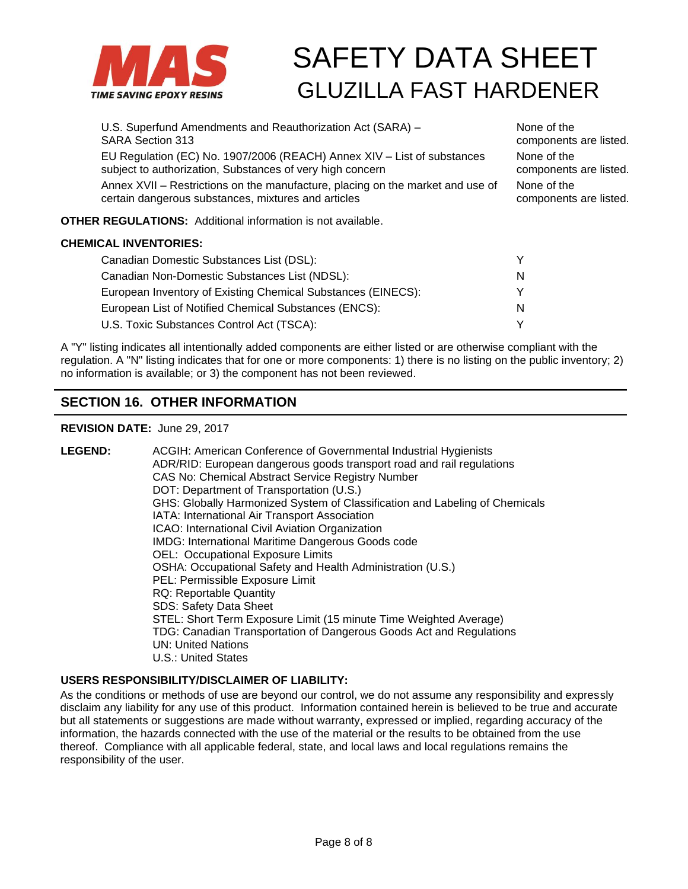| | |
|---|---|
| U.S. Superfund Amendments and Reauthorization Act (SARA) – SARA Section 313 | None of the components are listed. |
| EU Regulation (EC) No. 1907/2006 (REACH) Annex XIV – List of substances subject to authorization, Substances of very high concern | None of the components are listed. |
| Annex XVII – Restrictions on the manufacture, placing on the market and use of certain dangerous substances, mixtures and articles | None of the components are listed. |

**OTHER REGULATIONS:** Additional information is not available.

**CHEMICAL INVENTORIES:**

| | |
|---|---|
| Canadian Domestic Substances List (DSL): | Y |
| Canadian Non-Domestic Substances List (NDSL): | N |
| European Inventory of Existing Chemical Substances (EINECS): | Y |
| European List of Notified Chemical Substances (ENCS): | N |
| U.S. Toxic Substances Control Act (TSCA): | Y |

A "Y" listing indicates all intentionally added components are either listed or are otherwise compliant with the regulation. A "N" listing indicates that for one or more components: 1) there is no listing on the public inventory; 2) no information is available; or 3) the component has not been reviewed.

## SECTION 16. OTHER INFORMATION

**REVISION DATE:** June 29, 2017

**LEGEND:**

ACGIH: American Conference of Governmental Industrial Hygienists
ADR/RID: European dangerous goods transport road and rail regulations
CAS No: Chemical Abstract Service Registry Number
DOT: Department of Transportation (U.S.)
GHS: Globally Harmonized System of Classification and Labeling of Chemicals
IATA: International Air Transport Association
ICAO: International Civil Aviation Organization
IMDG: International Maritime Dangerous Goods code
OEL: Occupational Exposure Limits
OSHA: Occupational Safety and Health Administration (U.S.)
PEL: Permissible Exposure Limit
RQ: Reportable Quantity
SDS: Safety Data Sheet
STEL: Short Term Exposure Limit (15 minute Time Weighted Average)
TDG: Canadian Transportation of Dangerous Goods Act and Regulations
UN: United Nations
U.S.: United States

**USERS RESPONSIBILITY/DISCLAIMER OF LIABILITY:**

As the conditions or methods of use are beyond our control, we do not assume any responsibility and expressly disclaim any liability for any use of this product. Information contained herein is believed to be true and accurate but all statements or suggestions are made without warranty, expressed or implied, regarding accuracy of the information, the hazards connected with the use of the material or the results to be obtained from the use thereof. Compliance with all applicable federal, state, and local laws and local regulations remains the responsibility of the user.